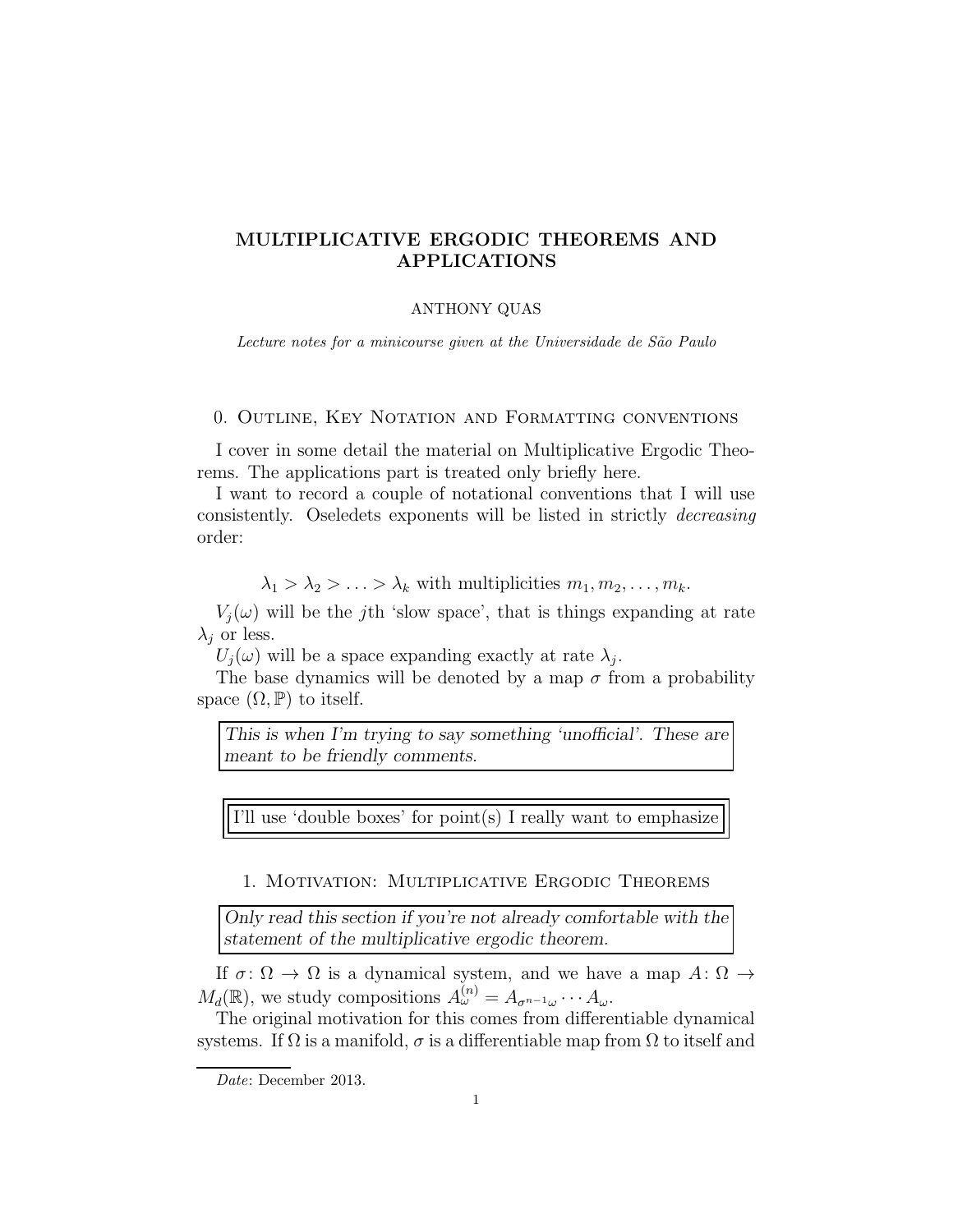# MULTIPLICATIVE ERGODIC THEOREMS AND APPLICATIONS

ANTHONY QUAS

*Lecture notes for a minicourse given at the Universidade de São Paulo*

## 0. Outline, Key Notation and Formatting conventions

I cover in some detail the material on Multiplicative Ergodic Theorems. The applications part is treated only briefly here.

I want to record a couple of notational conventions that I will use consistently. Oseledets exponents will be listed in strictly *decreasing* order:

$$\lambda_1 > \lambda_2 > \ldots > \lambda_k \text{ with multiplicities } m_1, m_2, \ldots, m_k.$$

$V_j(\omega)$ will be the $j$th 'slow space', that is things expanding at rate $\lambda_j$ or less.

$U_j(\omega)$ will be a space expanding exactly at rate $\lambda_j$.

The base dynamics will be denoted by a map $\sigma$ from a probability space $(\Omega, \mathbb{P})$ to itself.

> *This is when I'm trying to say something 'unofficial'. These are meant to be friendly comments.*

> I'll use 'double boxes' for point(s) I really want to emphasize

## 1. Motivation: Multiplicative Ergodic Theorems

> *Only read this section if you're not already comfortable with the statement of the multiplicative ergodic theorem.*

If $\sigma\colon \Omega \to \Omega$ is a dynamical system, and we have a map $A\colon \Omega \to M_d(\mathbb{R})$, we study compositions $A^{(n)}_\omega = A_{\sigma^{n-1}\omega} \cdots A_\omega$.

The original motivation for this comes from differentiable dynamical systems. If $\Omega$ is a manifold, $\sigma$ is a differentiable map from $\Omega$ to itself and

*Date*: December 2013.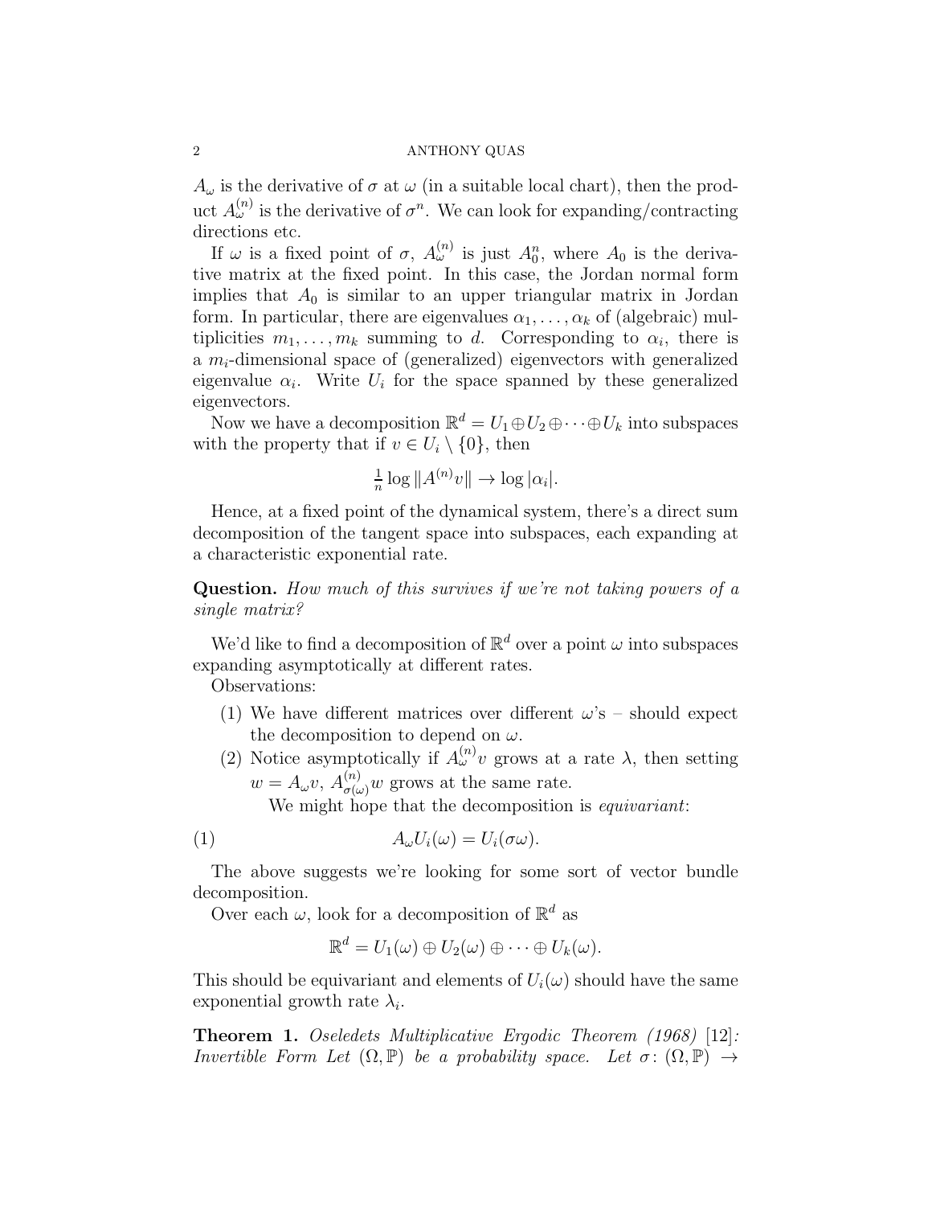$A_\omega$ is the derivative of $\sigma$ at $\omega$ (in a suitable local chart), then the product $A^{(n)}_\omega$ is the derivative of $\sigma^n$. We can look for expanding/contracting directions etc.

If $\omega$ is a fixed point of $\sigma$, $A^{(n)}_\omega$ is just $A_0^n$, where $A_0$ is the derivative matrix at the fixed point. In this case, the Jordan normal form implies that $A_0$ is similar to an upper triangular matrix in Jordan form. In particular, there are eigenvalues $\alpha_1, \ldots, \alpha_k$ of (algebraic) multiplicities $m_1, \ldots, m_k$ summing to $d$. Corresponding to $\alpha_i$, there is a $m_i$-dimensional space of (generalized) eigenvectors with generalized eigenvalue $\alpha_i$. Write $U_i$ for the space spanned by these generalized eigenvectors.

Now we have a decomposition $\mathbb{R}^d = U_1 \oplus U_2 \oplus \cdots \oplus U_k$ into subspaces with the property that if $v \in U_i \setminus \{0\}$, then

$$\tfrac{1}{n} \log \|A^{(n)} v\| \to \log |\alpha_i|.$$

Hence, at a fixed point of the dynamical system, there's a direct sum decomposition of the tangent space into subspaces, each expanding at a characteristic exponential rate.

**Question.** *How much of this survives if we're not taking powers of a single matrix?*

We'd like to find a decomposition of $\mathbb{R}^d$ over a point $\omega$ into subspaces expanding asymptotically at different rates.

Observations:

1. We have different matrices over different $\omega$'s – should expect the decomposition to depend on $\omega$.
2. Notice asymptotically if $A^{(n)}_\omega v$ grows at a rate $\lambda$, then setting $w = A_\omega v$, $A^{(n)}_{\sigma(\omega)} w$ grows at the same rate.

   We might hope that the decomposition is *equivariant*:

$$A_\omega U_i(\omega) = U_i(\sigma\omega). \tag{1}$$

The above suggests we're looking for some sort of vector bundle decomposition.

Over each $\omega$, look for a decomposition of $\mathbb{R}^d$ as

$$\mathbb{R}^d = U_1(\omega) \oplus U_2(\omega) \oplus \cdots \oplus U_k(\omega).$$

This should be equivariant and elements of $U_i(\omega)$ should have the same exponential growth rate $\lambda_i$.

**Theorem 1.** *Oseledets Multiplicative Ergodic Theorem (1968)* [12]*: Invertible Form Let $(\Omega, \mathbb{P})$ be a probability space. Let $\sigma \colon (\Omega, \mathbb{P}) \to$*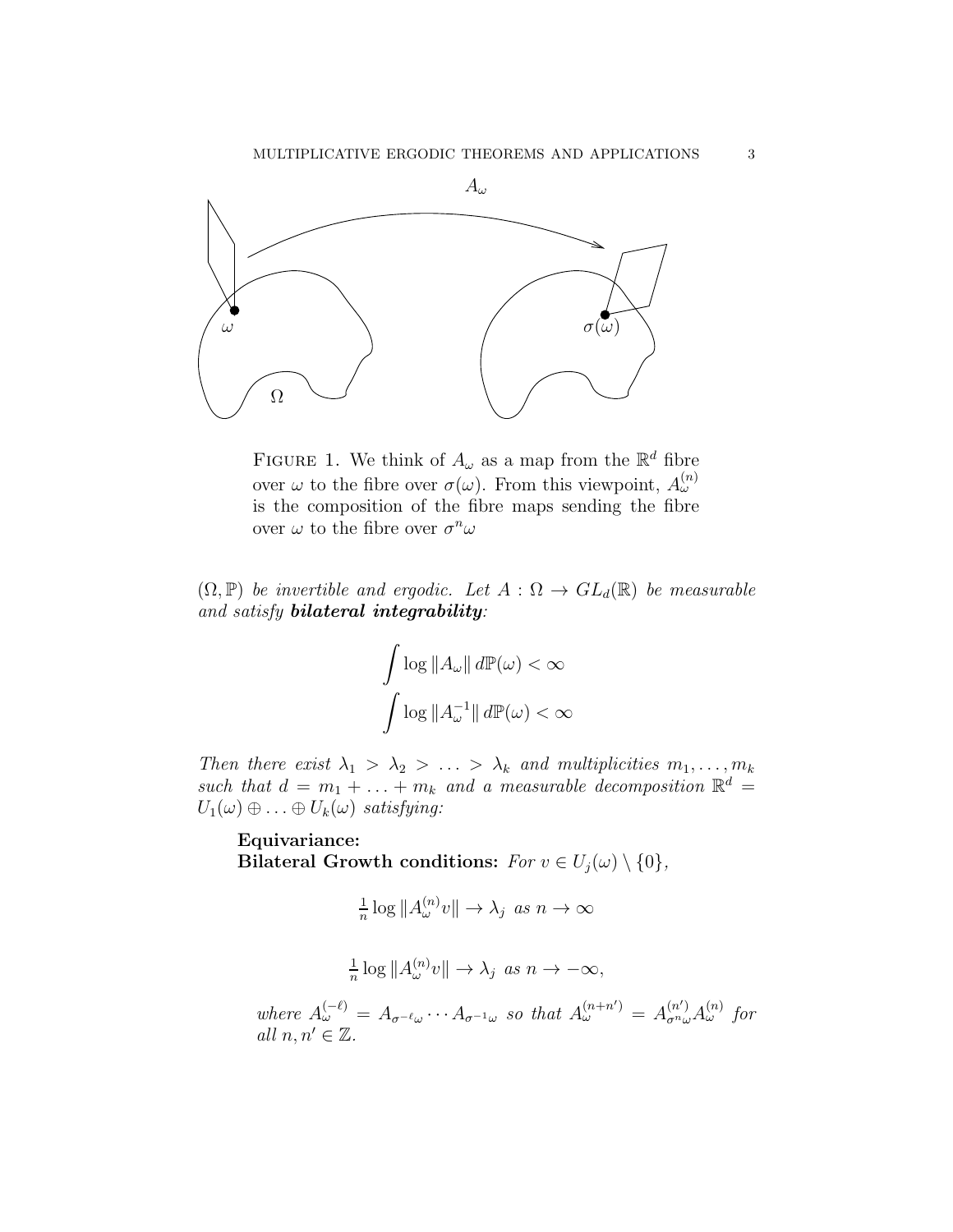FIGURE 1. We think of $A_\omega$ as a map from the $\mathbb{R}^d$ fibre over $\omega$ to the fibre over $\sigma(\omega)$. From this viewpoint, $A_\omega^{(n)}$ is the composition of the fibre maps sending the fibre over $\omega$ to the fibre over $\sigma^n\omega$

*$(\Omega, \mathbb{P})$ be invertible and ergodic. Let $A : \Omega \to GL_d(\mathbb{R})$ be measurable and satisfy* ***bilateral integrability****:*

$$\int \log \|A_\omega\| \, d\mathbb{P}(\omega) < \infty$$

$$\int \log \|A_\omega^{-1}\| \, d\mathbb{P}(\omega) < \infty$$

*Then there exist $\lambda_1 > \lambda_2 > \ldots > \lambda_k$ and multiplicities $m_1, \ldots, m_k$ such that $d = m_1 + \ldots + m_k$ and a measurable decomposition $\mathbb{R}^d = U_1(\omega) \oplus \ldots \oplus U_k(\omega)$ satisfying:*

**Equivariance:**

**Bilateral Growth conditions:** *For $v \in U_j(\omega) \setminus \{0\}$,*

$$\tfrac{1}{n} \log \|A_\omega^{(n)} v\| \to \lambda_j \text{ as } n \to \infty$$

$$\tfrac{1}{n} \log \|A_\omega^{(n)} v\| \to \lambda_j \text{ as } n \to -\infty,$$

*where $A_\omega^{(-\ell)} = A_{\sigma^{-\ell}\omega} \cdots A_{\sigma^{-1}\omega}$ so that $A_\omega^{(n+n')} = A_{\sigma^n\omega}^{(n')} A_\omega^{(n)}$ for all $n, n' \in \mathbb{Z}$.*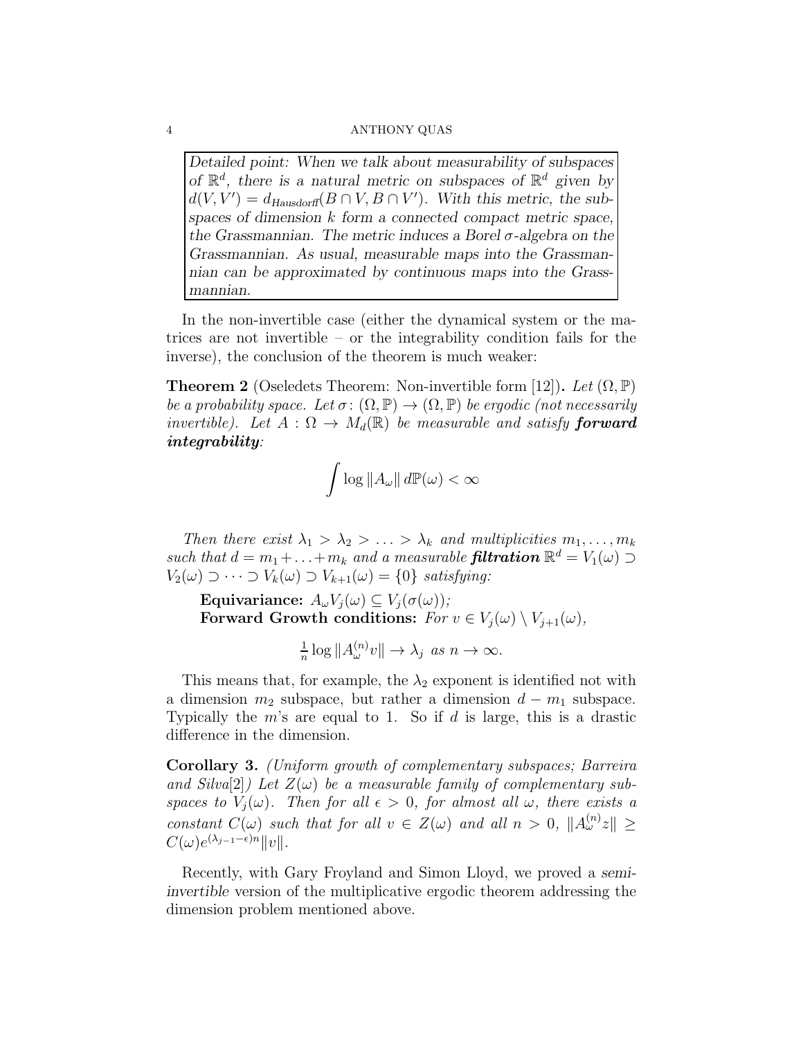> *Detailed point: When we talk about measurability of subspaces of $\mathbb{R}^d$, there is a natural metric on subspaces of $\mathbb{R}^d$ given by $d(V, V') = d_{\text{Hausdorff}}(B \cap V, B \cap V')$. With this metric, the subspaces of dimension $k$ form a connected compact metric space, the Grassmannian. The metric induces a Borel $\sigma$-algebra on the Grassmannian. As usual, measurable maps into the Grassmannian can be approximated by continuous maps into the Grassmannian.*

In the non-invertible case (either the dynamical system or the matrices are not invertible – or the integrability condition fails for the inverse), the conclusion of the theorem is much weaker:

**Theorem 2** (Oseledets Theorem: Non-invertible form [12])**.** *Let $(\Omega, \mathbb{P})$ be a probability space. Let $\sigma\colon (\Omega, \mathbb{P}) \to (\Omega, \mathbb{P})$ be ergodic (not necessarily invertible). Let $A : \Omega \to M_d(\mathbb{R})$ be measurable and satisfy **forward integrability**:*

$$\int \log \|A_\omega\| \, d\mathbb{P}(\omega) < \infty$$

*Then there exist $\lambda_1 > \lambda_2 > \ldots > \lambda_k$ and multiplicities $m_1, \ldots, m_k$ such that $d = m_1 + \ldots + m_k$ and a measurable **filtration** $\mathbb{R}^d = V_1(\omega) \supset V_2(\omega) \supset \cdots \supset V_k(\omega) \supset V_{k+1}(\omega) = \{0\}$ satisfying:*

**Equivariance:** *$A_\omega V_j(\omega) \subseteq V_j(\sigma(\omega))$;*
**Forward Growth conditions:** *For $v \in V_j(\omega) \setminus V_{j+1}(\omega)$,*

$$\tfrac{1}{n} \log \|A_\omega^{(n)} v\| \to \lambda_j \text{ as } n \to \infty.$$

This means that, for example, the $\lambda_2$ exponent is identified not with a dimension $m_2$ subspace, but rather a dimension $d - m_1$ subspace. Typically the $m$'s are equal to 1. So if $d$ is large, this is a drastic difference in the dimension.

**Corollary 3.** *(Uniform growth of complementary subspaces; Barreira and Silva[2]) Let $Z(\omega)$ be a measurable family of complementary subspaces to $V_j(\omega)$. Then for all $\epsilon > 0$, for almost all $\omega$, there exists a constant $C(\omega)$ such that for all $v \in Z(\omega)$ and all $n > 0$, $\|A_\omega^{(n)} z\| \geq C(\omega) e^{(\lambda_{j-1} - \epsilon)n} \|v\|$.*

Recently, with Gary Froyland and Simon Lloyd, we proved a *semi-invertible* version of the multiplicative ergodic theorem addressing the dimension problem mentioned above.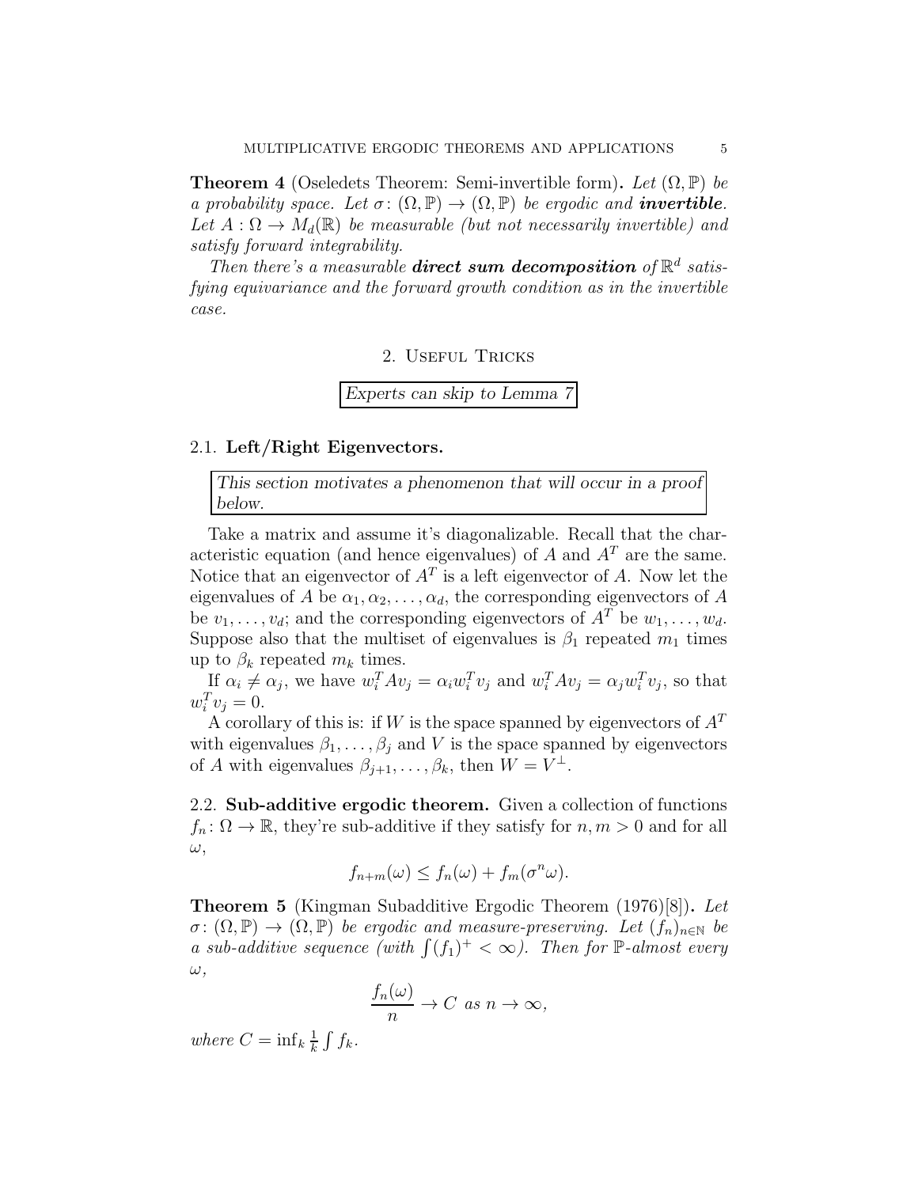**Theorem 4** (Oseledets Theorem: Semi-invertible form)**.** *Let $(\Omega, \mathbb{P})$ be a probability space. Let $\sigma : (\Omega, \mathbb{P}) \to (\Omega, \mathbb{P})$ be ergodic and* ***invertible****. Let $A : \Omega \to M_d(\mathbb{R})$ be measurable (but not necessarily invertible) and satisfy forward integrability.*

*Then there's a measurable* ***direct sum decomposition*** *of $\mathbb{R}^d$ satisfying equivariance and the forward growth condition as in the invertible case.*

## 2. Useful Tricks

*Experts can skip to Lemma 7*

### 2.1. Left/Right Eigenvectors.

*This section motivates a phenomenon that will occur in a proof below.*

Take a matrix and assume it's diagonalizable. Recall that the characteristic equation (and hence eigenvalues) of $A$ and $A^T$ are the same. Notice that an eigenvector of $A^T$ is a left eigenvector of $A$. Now let the eigenvalues of $A$ be $\alpha_1, \alpha_2, \ldots, \alpha_d$, the corresponding eigenvectors of $A$ be $v_1, \ldots, v_d$; and the corresponding eigenvectors of $A^T$ be $w_1, \ldots, w_d$. Suppose also that the multiset of eigenvalues is $\beta_1$ repeated $m_1$ times up to $\beta_k$ repeated $m_k$ times.

If $\alpha_i \neq \alpha_j$, we have $w_i^T A v_j = \alpha_i w_i^T v_j$ and $w_i^T A v_j = \alpha_j w_i^T v_j$, so that $w_i^T v_j = 0$.

A corollary of this is: if $W$ is the space spanned by eigenvectors of $A^T$ with eigenvalues $\beta_1, \ldots, \beta_j$ and $V$ is the space spanned by eigenvectors of $A$ with eigenvalues $\beta_{j+1}, \ldots, \beta_k$, then $W = V^\perp$.

### 2.2. Sub-additive ergodic theorem.

Given a collection of functions $f_n : \Omega \to \mathbb{R}$, they're sub-additive if they satisfy for $n, m > 0$ and for all $\omega$,

$$f_{n+m}(\omega) \leq f_n(\omega) + f_m(\sigma^n \omega).$$

**Theorem 5** (Kingman Subadditive Ergodic Theorem (1976)[8])**.** *Let $\sigma : (\Omega, \mathbb{P}) \to (\Omega, \mathbb{P})$ be ergodic and measure-preserving. Let $(f_n)_{n \in \mathbb{N}}$ be a sub-additive sequence (with $\int (f_1)^+ < \infty$). Then for $\mathbb{P}$-almost every $\omega$,*

$$\frac{f_n(\omega)}{n} \to C \text{ as } n \to \infty,$$

*where $C = \inf_k \frac{1}{k} \int f_k$.*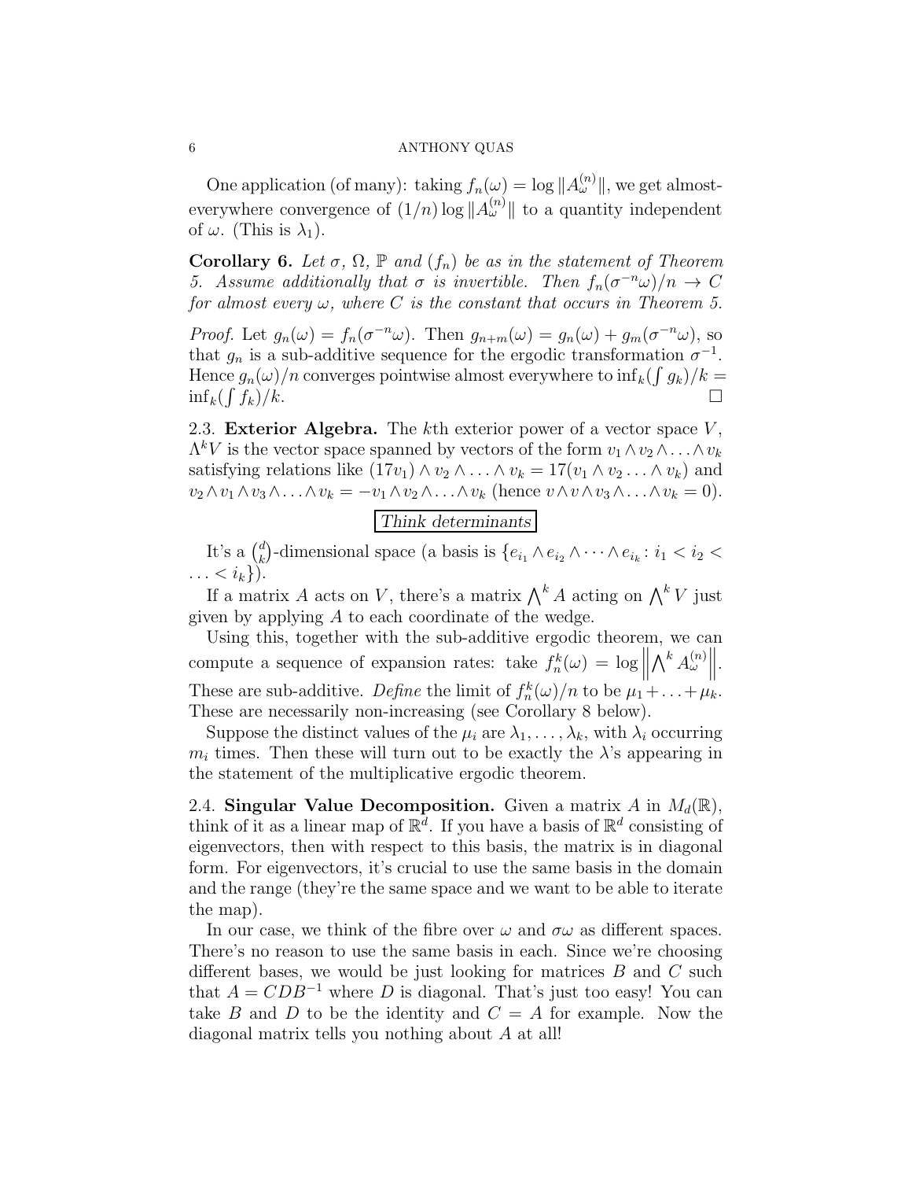One application (of many): taking $f_n(\omega) = \log \|A_\omega^{(n)}\|$, we get almost-everywhere convergence of $(1/n)\log\|A_\omega^{(n)}\|$ to a quantity independent of $\omega$. (This is $\lambda_1$).

**Corollary 6.** *Let $\sigma$, $\Omega$, $\mathbb{P}$ and $(f_n)$ be as in the statement of Theorem 5. Assume additionally that $\sigma$ is invertible. Then $f_n(\sigma^{-n}\omega)/n \to C$ for almost every $\omega$, where $C$ is the constant that occurs in Theorem 5.*

*Proof.* Let $g_n(\omega) = f_n(\sigma^{-n}\omega)$. Then $g_{n+m}(\omega) = g_n(\omega) + g_m(\sigma^{-n}\omega)$, so that $g_n$ is a sub-additive sequence for the ergodic transformation $\sigma^{-1}$. Hence $g_n(\omega)/n$ converges pointwise almost everywhere to $\inf_k(\int g_k)/k = \inf_k(\int f_k)/k$. □

2.3. **Exterior Algebra.** The $k$th exterior power of a vector space $V$, $\Lambda^k V$ is the vector space spanned by vectors of the form $v_1 \wedge v_2 \wedge \ldots \wedge v_k$ satisfying relations like $(17v_1) \wedge v_2 \wedge \ldots \wedge v_k = 17(v_1 \wedge v_2 \ldots \wedge v_k)$ and $v_2 \wedge v_1 \wedge v_3 \wedge \ldots \wedge v_k = -v_1 \wedge v_2 \wedge \ldots \wedge v_k$ (hence $v \wedge v \wedge v_3 \wedge \ldots \wedge v_k = 0$).

*Think determinants*

It's a $\binom{d}{k}$-dimensional space (a basis is $\{e_{i_1} \wedge e_{i_2} \wedge \cdots \wedge e_{i_k} : i_1 < i_2 < \ldots < i_k\}$).

If a matrix $A$ acts on $V$, there's a matrix $\bigwedge^k A$ acting on $\bigwedge^k V$ just given by applying $A$ to each coordinate of the wedge.

Using this, together with the sub-additive ergodic theorem, we can compute a sequence of expansion rates: take $f_n^k(\omega) = \log\left\|\bigwedge^k A_\omega^{(n)}\right\|$. These are sub-additive. *Define* the limit of $f_n^k(\omega)/n$ to be $\mu_1 + \ldots + \mu_k$. These are necessarily non-increasing (see Corollary 8 below).

Suppose the distinct values of the $\mu_i$ are $\lambda_1, \ldots, \lambda_k$, with $\lambda_i$ occurring $m_i$ times. Then these will turn out to be exactly the $\lambda$'s appearing in the statement of the multiplicative ergodic theorem.

2.4. **Singular Value Decomposition.** Given a matrix $A$ in $M_d(\mathbb{R})$, think of it as a linear map of $\mathbb{R}^d$. If you have a basis of $\mathbb{R}^d$ consisting of eigenvectors, then with respect to this basis, the matrix is in diagonal form. For eigenvectors, it's crucial to use the same basis in the domain and the range (they're the same space and we want to be able to iterate the map).

In our case, we think of the fibre over $\omega$ and $\sigma\omega$ as different spaces. There's no reason to use the same basis in each. Since we're choosing different bases, we would be just looking for matrices $B$ and $C$ such that $A = CDB^{-1}$ where $D$ is diagonal. That's just too easy! You can take $B$ and $D$ to be the identity and $C = A$ for example. Now the diagonal matrix tells you nothing about $A$ at all!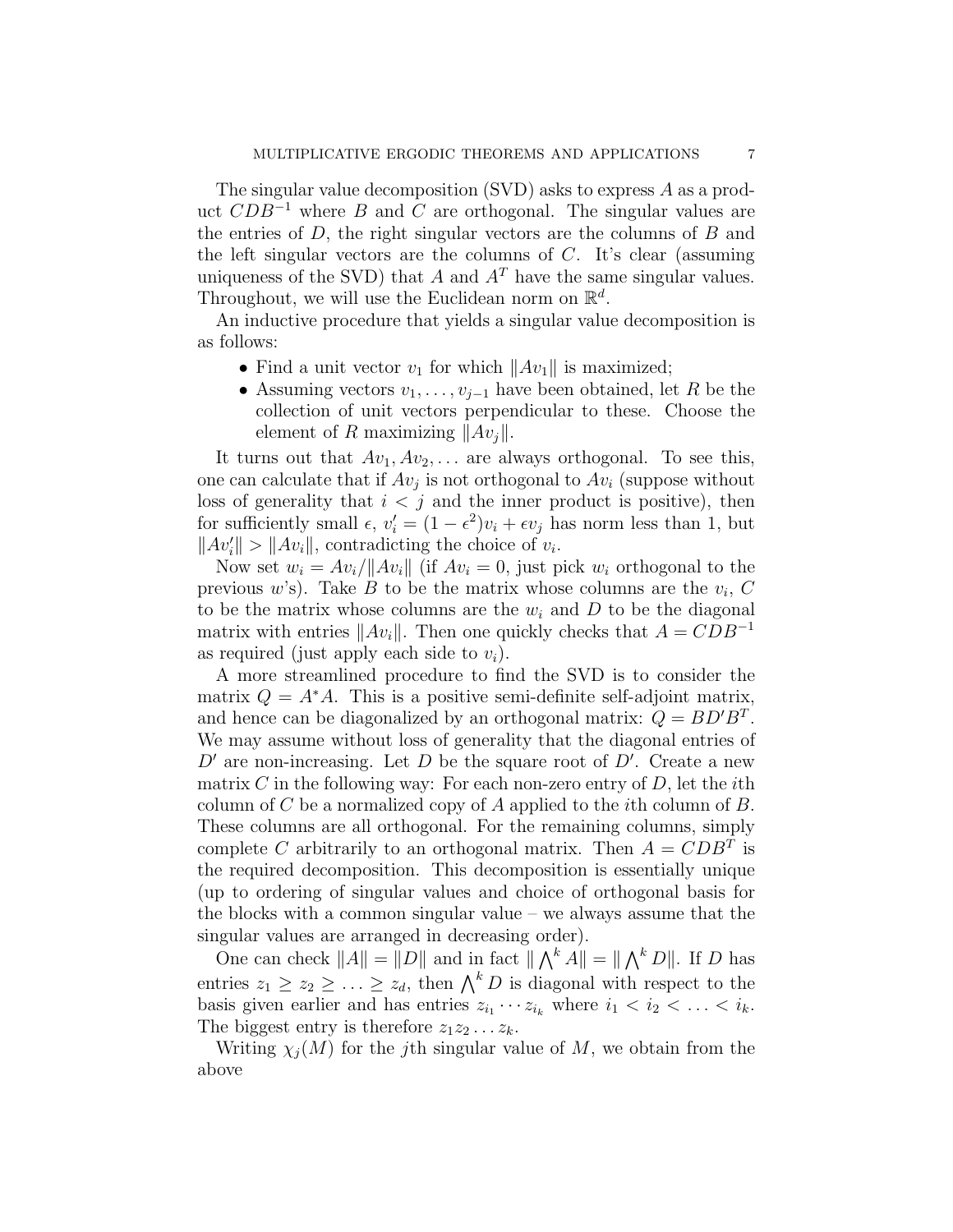The singular value decomposition (SVD) asks to express $A$ as a product $CDB^{-1}$ where $B$ and $C$ are orthogonal. The singular values are the entries of $D$, the right singular vectors are the columns of $B$ and the left singular vectors are the columns of $C$. It's clear (assuming uniqueness of the SVD) that $A$ and $A^T$ have the same singular values. Throughout, we will use the Euclidean norm on $\mathbb{R}^d$.

An inductive procedure that yields a singular value decomposition is as follows:

- Find a unit vector $v_1$ for which $\|Av_1\|$ is maximized;
- Assuming vectors $v_1, \ldots, v_{j-1}$ have been obtained, let $R$ be the collection of unit vectors perpendicular to these. Choose the element of $R$ maximizing $\|Av_j\|$.

It turns out that $Av_1, Av_2, \ldots$ are always orthogonal. To see this, one can calculate that if $Av_j$ is not orthogonal to $Av_i$ (suppose without loss of generality that $i < j$ and the inner product is positive), then for sufficiently small $\epsilon$, $v_i' = (1 - \epsilon^2)v_i + \epsilon v_j$ has norm less than 1, but $\|Av_i'\| > \|Av_i\|$, contradicting the choice of $v_i$.

Now set $w_i = Av_i/\|Av_i\|$ (if $Av_i = 0$, just pick $w_i$ orthogonal to the previous $w$'s). Take $B$ to be the matrix whose columns are the $v_i$, $C$ to be the matrix whose columns are the $w_i$ and $D$ to be the diagonal matrix with entries $\|Av_i\|$. Then one quickly checks that $A = CDB^{-1}$ as required (just apply each side to $v_i$).

A more streamlined procedure to find the SVD is to consider the matrix $Q = A^*A$. This is a positive semi-definite self-adjoint matrix, and hence can be diagonalized by an orthogonal matrix: $Q = BD'B^T$. We may assume without loss of generality that the diagonal entries of $D'$ are non-increasing. Let $D$ be the square root of $D'$. Create a new matrix $C$ in the following way: For each non-zero entry of $D$, let the $i$th column of $C$ be a normalized copy of $A$ applied to the $i$th column of $B$. These columns are all orthogonal. For the remaining columns, simply complete $C$ arbitrarily to an orthogonal matrix. Then $A = CDB^T$ is the required decomposition. This decomposition is essentially unique (up to ordering of singular values and choice of orthogonal basis for the blocks with a common singular value – we always assume that the singular values are arranged in decreasing order).

One can check $\|A\| = \|D\|$ and in fact $\|\bigwedge^k A\| = \|\bigwedge^k D\|$. If $D$ has entries $z_1 \geq z_2 \geq \ldots \geq z_d$, then $\bigwedge^k D$ is diagonal with respect to the basis given earlier and has entries $z_{i_1} \cdots z_{i_k}$ where $i_1 < i_2 < \ldots < i_k$. The biggest entry is therefore $z_1 z_2 \ldots z_k$.

Writing $\chi_j(M)$ for the $j$th singular value of $M$, we obtain from the above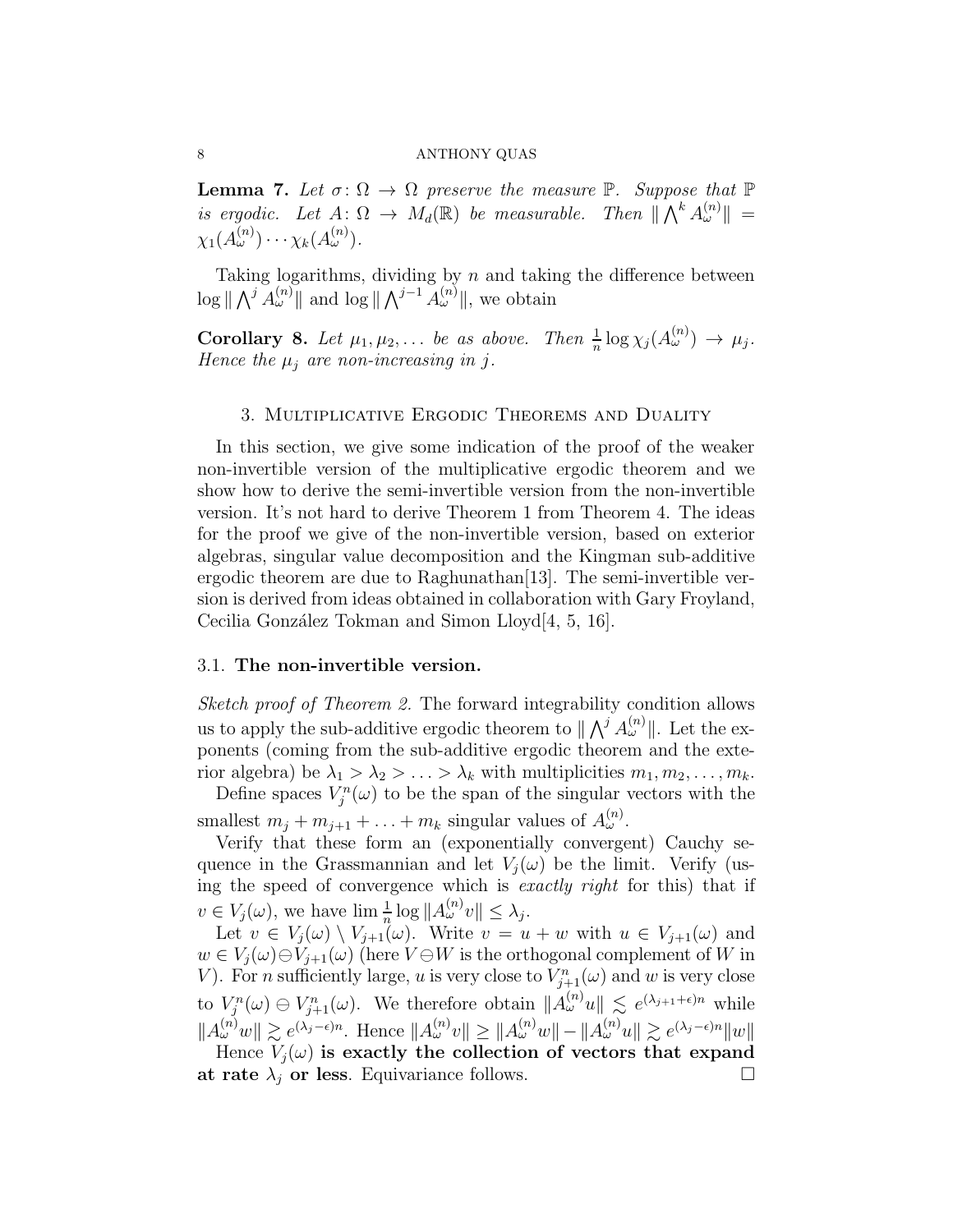**Lemma 7.** *Let $\sigma\colon \Omega \to \Omega$ preserve the measure $\mathbb{P}$. Suppose that $\mathbb{P}$ is ergodic. Let $A\colon \Omega \to M_d(\mathbb{R})$ be measurable. Then $\|\bigwedge^k A_\omega^{(n)}\| = \chi_1(A_\omega^{(n)})\cdots\chi_k(A_\omega^{(n)})$.*

Taking logarithms, dividing by $n$ and taking the difference between $\log\|\bigwedge^j A_\omega^{(n)}\|$ and $\log\|\bigwedge^{j-1} A_\omega^{(n)}\|$, we obtain

**Corollary 8.** *Let $\mu_1, \mu_2, \ldots$ be as above. Then $\frac{1}{n}\log\chi_j(A_\omega^{(n)}) \to \mu_j$. Hence the $\mu_j$ are non-increasing in $j$.*

## 3. Multiplicative Ergodic Theorems and Duality

In this section, we give some indication of the proof of the weaker non-invertible version of the multiplicative ergodic theorem and we show how to derive the semi-invertible version from the non-invertible version. It's not hard to derive Theorem 1 from Theorem 4. The ideas for the proof we give of the non-invertible version, based on exterior algebras, singular value decomposition and the Kingman sub-additive ergodic theorem are due to Raghunathan[13]. The semi-invertible version is derived from ideas obtained in collaboration with Gary Froyland, Cecilia González Tokman and Simon Lloyd[4, 5, 16].

### 3.1. The non-invertible version.

*Sketch proof of Theorem 2.* The forward integrability condition allows us to apply the sub-additive ergodic theorem to $\|\bigwedge^j A_\omega^{(n)}\|$. Let the exponents (coming from the sub-additive ergodic theorem and the exterior algebra) be $\lambda_1 > \lambda_2 > \ldots > \lambda_k$ with multiplicities $m_1, m_2, \ldots, m_k$.

Define spaces $V_j^n(\omega)$ to be the span of the singular vectors with the smallest $m_j + m_{j+1} + \ldots + m_k$ singular values of $A_\omega^{(n)}$.

Verify that these form an (exponentially convergent) Cauchy sequence in the Grassmannian and let $V_j(\omega)$ be the limit. Verify (using the speed of convergence which is *exactly right* for this) that if $v \in V_j(\omega)$, we have $\lim \frac{1}{n}\log\|A_\omega^{(n)}v\| \le \lambda_j$.

Let $v \in V_j(\omega) \setminus V_{j+1}(\omega)$. Write $v = u + w$ with $u \in V_{j+1}(\omega)$ and $w \in V_j(\omega) \ominus V_{j+1}(\omega)$ (here $V \ominus W$ is the orthogonal complement of $W$ in $V$). For $n$ sufficiently large, $u$ is very close to $V_{j+1}^n(\omega)$ and $w$ is very close to $V_j^n(\omega) \ominus V_{j+1}^n(\omega)$. We therefore obtain $\|A_\omega^{(n)}u\| \lesssim e^{(\lambda_{j+1}+\epsilon)n}$ while $\|A_\omega^{(n)}w\| \gtrsim e^{(\lambda_j-\epsilon)n}$. Hence $\|A_\omega^{(n)}v\| \ge \|A_\omega^{(n)}w\| - \|A_\omega^{(n)}u\| \gtrsim e^{(\lambda_j-\epsilon)n}\|w\|$

Hence $V_j(\omega)$ **is exactly the collection of vectors that expand at rate $\lambda_j$ or less**. Equivariance follows. □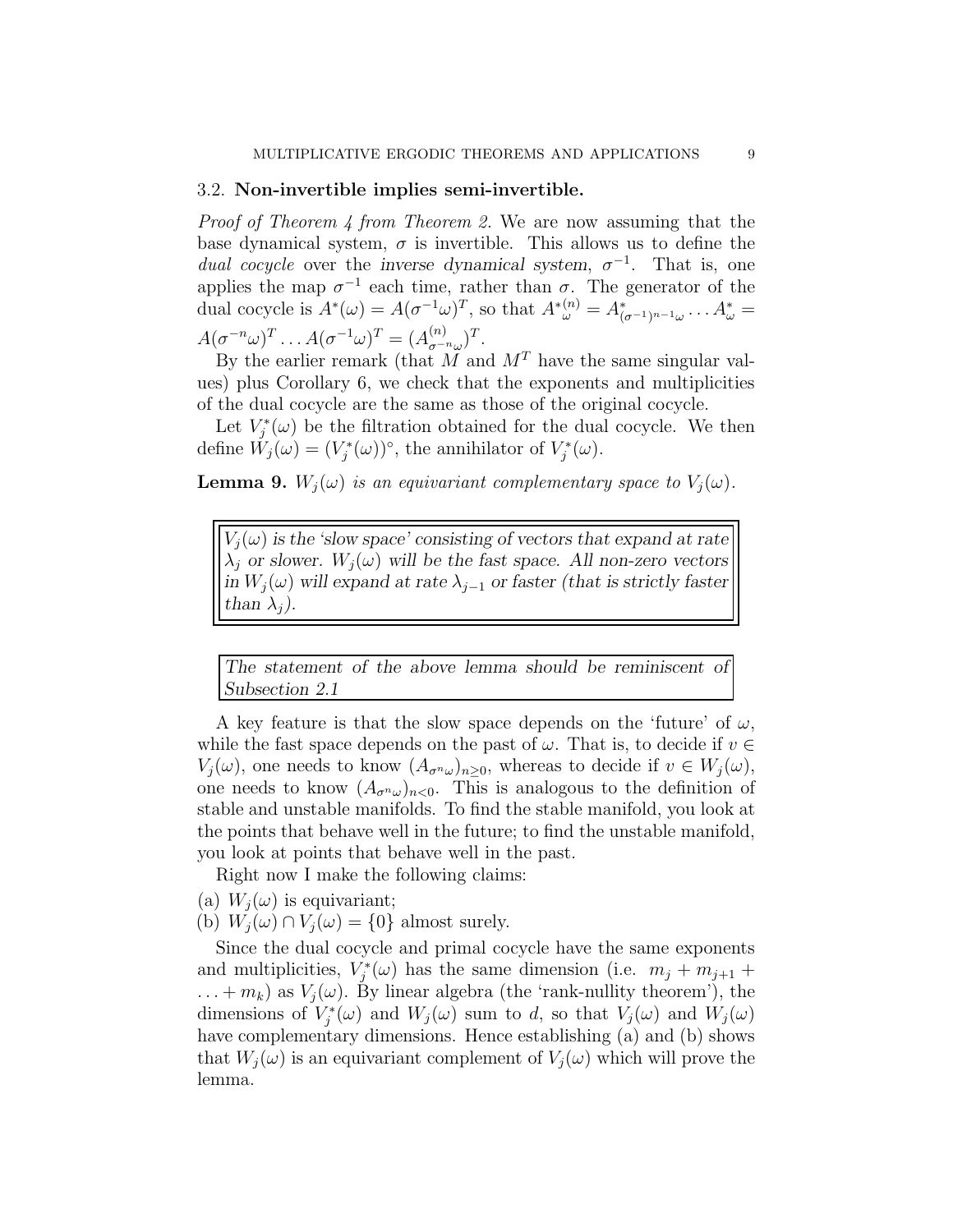### 3.2. **Non-invertible implies semi-invertible.**

*Proof of Theorem 4 from Theorem 2.* We are now assuming that the base dynamical system, $\sigma$ is invertible. This allows us to define the *dual cocycle* over the *inverse dynamical system*, $\sigma^{-1}$. That is, one applies the map $\sigma^{-1}$ each time, rather than $\sigma$. The generator of the dual cocycle is $A^*(\omega) = A(\sigma^{-1}\omega)^T$, so that $A^{*(n)}_\omega = A^*_{(\sigma^{-1})^{n-1}\omega} \dots A^*_\omega = A(\sigma^{-n}\omega)^T \dots A(\sigma^{-1}\omega)^T = (A^{(n)}_{\sigma^{-n}\omega})^T$.

By the earlier remark (that $M$ and $M^T$ have the same singular values) plus Corollary 6, we check that the exponents and multiplicities of the dual cocycle are the same as those of the original cocycle.

Let $V^*_j(\omega)$ be the filtration obtained for the dual cocycle. We then define $W_j(\omega) = (V^*_j(\omega))^\circ$, the annihilator of $V^*_j(\omega)$.

**Lemma 9.** *$W_j(\omega)$ is an equivariant complementary space to $V_j(\omega)$.*

> *$V_j(\omega)$ is the 'slow space' consisting of vectors that expand at rate $\lambda_j$ or slower. $W_j(\omega)$ will be the fast space. All non-zero vectors in $W_j(\omega)$ will expand at rate $\lambda_{j-1}$ or faster (that is strictly faster than $\lambda_j$).*

> *The statement of the above lemma should be reminiscent of Subsection 2.1*

A key feature is that the slow space depends on the 'future' of $\omega$, while the fast space depends on the past of $\omega$. That is, to decide if $v \in V_j(\omega)$, one needs to know $(A_{\sigma^n\omega})_{n\geq 0}$, whereas to decide if $v \in W_j(\omega)$, one needs to know $(A_{\sigma^n\omega})_{n<0}$. This is analogous to the definition of stable and unstable manifolds. To find the stable manifold, you look at the points that behave well in the future; to find the unstable manifold, you look at points that behave well in the past.

Right now I make the following claims:

(a) $W_j(\omega)$ is equivariant;
(b) $W_j(\omega) \cap V_j(\omega) = \{0\}$ almost surely.

Since the dual cocycle and primal cocycle have the same exponents and multiplicities, $V^*_j(\omega)$ has the same dimension (i.e. $m_j + m_{j+1} + \dots + m_k$) as $V_j(\omega)$. By linear algebra (the 'rank-nullity theorem'), the dimensions of $V^*_j(\omega)$ and $W_j(\omega)$ sum to $d$, so that $V_j(\omega)$ and $W_j(\omega)$ have complementary dimensions. Hence establishing (a) and (b) shows that $W_j(\omega)$ is an equivariant complement of $V_j(\omega)$ which will prove the lemma.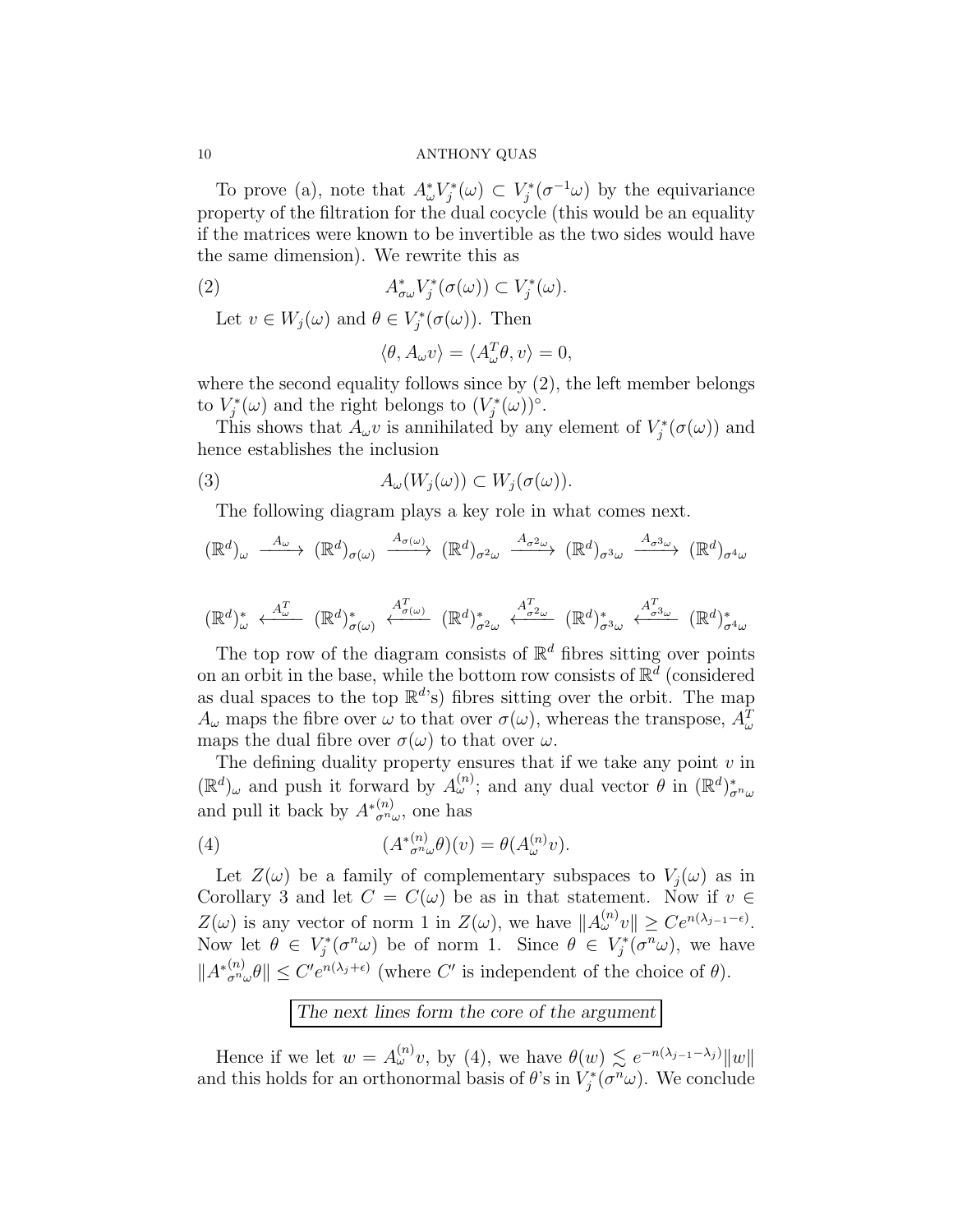To prove (a), note that $A^*_\omega V^*_j(\omega) \subset V^*_j(\sigma^{-1}\omega)$ by the equivariance property of the filtration for the dual cocycle (this would be an equality if the matrices were known to be invertible as the two sides would have the same dimension). We rewrite this as

$$A^*_{\sigma\omega} V^*_j(\sigma(\omega)) \subset V^*_j(\omega). \tag{2}$$

Let $v \in W_j(\omega)$ and $\theta \in V^*_j(\sigma(\omega))$. Then

$$\langle \theta, A_\omega v\rangle = \langle A^T_\omega \theta, v\rangle = 0,$$

where the second equality follows since by (2), the left member belongs to $V^*_j(\omega)$ and the right belongs to $(V^*_j(\omega))^\circ$.

This shows that $A_\omega v$ is annihilated by any element of $V^*_j(\sigma(\omega))$ and hence establishes the inclusion

$$A_\omega(W_j(\omega)) \subset W_j(\sigma(\omega)). \tag{3}$$

The following diagram plays a key role in what comes next.

$$(\mathbb{R}^d)_\omega \xrightarrow{A_\omega} (\mathbb{R}^d)_{\sigma(\omega)} \xrightarrow{A_{\sigma(\omega)}} (\mathbb{R}^d)_{\sigma^2\omega} \xrightarrow{A_{\sigma^2\omega}} (\mathbb{R}^d)_{\sigma^3\omega} \xrightarrow{A_{\sigma^3\omega}} (\mathbb{R}^d)_{\sigma^4\omega}$$

$$(\mathbb{R}^d)^*_\omega \xleftarrow{A^T_\omega} (\mathbb{R}^d)^*_{\sigma(\omega)} \xleftarrow{A^T_{\sigma(\omega)}} (\mathbb{R}^d)^*_{\sigma^2\omega} \xleftarrow{A^T_{\sigma^2\omega}} (\mathbb{R}^d)^*_{\sigma^3\omega} \xleftarrow{A^T_{\sigma^3\omega}} (\mathbb{R}^d)^*_{\sigma^4\omega}$$

The top row of the diagram consists of $\mathbb{R}^d$ fibres sitting over points on an orbit in the base, while the bottom row consists of $\mathbb{R}^d$ (considered as dual spaces to the top $\mathbb{R}^d$'s) fibres sitting over the orbit. The map $A_\omega$ maps the fibre over $\omega$ to that over $\sigma(\omega)$, whereas the transpose, $A^T_\omega$ maps the dual fibre over $\sigma(\omega)$ to that over $\omega$.

The defining duality property ensures that if we take any point $v$ in $(\mathbb{R}^d)_\omega$ and push it forward by $A^{(n)}_\omega$; and any dual vector $\theta$ in $(\mathbb{R}^d)^*_{\sigma^n\omega}$ and pull it back by $A^{*(n)}_{\sigma^n\omega}$, one has

$$(A^{*(n)}_{\sigma^n\omega}\theta)(v) = \theta(A^{(n)}_\omega v). \tag{4}$$

Let $Z(\omega)$ be a family of complementary subspaces to $V_j(\omega)$ as in Corollary 3 and let $C = C(\omega)$ be as in that statement. Now if $v \in Z(\omega)$ is any vector of norm 1 in $Z(\omega)$, we have $\|A^{(n)}_\omega v\| \geq Ce^{n(\lambda_{j-1}-\epsilon)}$. Now let $\theta \in V^*_j(\sigma^n\omega)$ be of norm 1. Since $\theta \in V^*_j(\sigma^n\omega)$, we have $\|A^{*(n)}_{\sigma^n\omega}\theta\| \leq C'e^{n(\lambda_j+\epsilon)}$ (where $C'$ is independent of the choice of $\theta$).

*The next lines form the core of the argument*

Hence if we let $w = A^{(n)}_\omega v$, by (4), we have $\theta(w) \lesssim e^{-n(\lambda_{j-1}-\lambda_j)}\|w\|$ and this holds for an orthonormal basis of $\theta$'s in $V^*_j(\sigma^n\omega)$. We conclude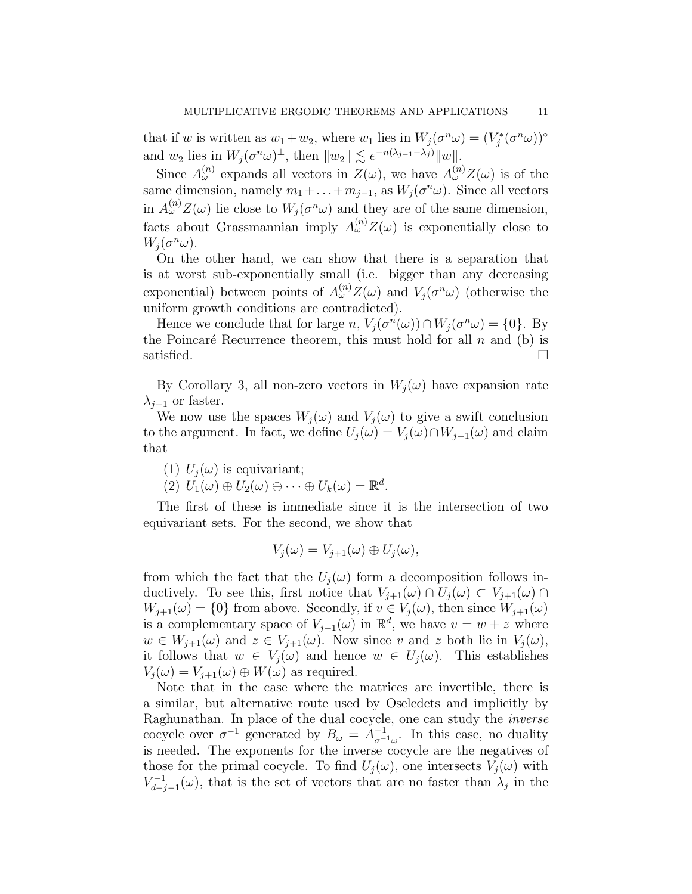that if $w$ is written as $w_1 + w_2$, where $w_1$ lies in $W_j(\sigma^n\omega) = (V_j^*(\sigma^n\omega))^\circ$ and $w_2$ lies in $W_j(\sigma^n\omega)^\perp$, then $\|w_2\| \lesssim e^{-n(\lambda_{j-1}-\lambda_j)}\|w\|$.

Since $A_\omega^{(n)}$ expands all vectors in $Z(\omega)$, we have $A_\omega^{(n)}Z(\omega)$ is of the same dimension, namely $m_1 + \ldots + m_{j-1}$, as $W_j(\sigma^n\omega)$. Since all vectors in $A_\omega^{(n)}Z(\omega)$ lie close to $W_j(\sigma^n\omega)$ and they are of the same dimension, facts about Grassmannian imply $A_\omega^{(n)}Z(\omega)$ is exponentially close to $W_j(\sigma^n\omega)$.

On the other hand, we can show that there is a separation that is at worst sub-exponentially small (i.e. bigger than any decreasing exponential) between points of $A_\omega^{(n)}Z(\omega)$ and $V_j(\sigma^n\omega)$ (otherwise the uniform growth conditions are contradicted).

Hence we conclude that for large $n$, $V_j(\sigma^n(\omega)) \cap W_j(\sigma^n\omega) = \{0\}$. By the Poincaré Recurrence theorem, this must hold for all $n$ and (b) is satisfied. □

By Corollary 3, all non-zero vectors in $W_j(\omega)$ have expansion rate $\lambda_{j-1}$ or faster.

We now use the spaces $W_j(\omega)$ and $V_j(\omega)$ to give a swift conclusion to the argument. In fact, we define $U_j(\omega) = V_j(\omega) \cap W_{j+1}(\omega)$ and claim that

1. $U_j(\omega)$ is equivariant;
2. $U_1(\omega) \oplus U_2(\omega) \oplus \cdots \oplus U_k(\omega) = \mathbb{R}^d$.

The first of these is immediate since it is the intersection of two equivariant sets. For the second, we show that

$$V_j(\omega) = V_{j+1}(\omega) \oplus U_j(\omega),$$

from which the fact that the $U_j(\omega)$ form a decomposition follows inductively. To see this, first notice that $V_{j+1}(\omega) \cap U_j(\omega) \subset V_{j+1}(\omega) \cap W_{j+1}(\omega) = \{0\}$ from above. Secondly, if $v \in V_j(\omega)$, then since $W_{j+1}(\omega)$ is a complementary space of $V_{j+1}(\omega)$ in $\mathbb{R}^d$, we have $v = w + z$ where $w \in W_{j+1}(\omega)$ and $z \in V_{j+1}(\omega)$. Now since $v$ and $z$ both lie in $V_j(\omega)$, it follows that $w \in V_j(\omega)$ and hence $w \in U_j(\omega)$. This establishes $V_j(\omega) = V_{j+1}(\omega) \oplus W(\omega)$ as required.

Note that in the case where the matrices are invertible, there is a similar, but alternative route used by Oseledets and implicitly by Raghunathan. In place of the dual cocycle, one can study the *inverse* cocycle over $\sigma^{-1}$ generated by $B_\omega = A_{\sigma^{-1}\omega}^{-1}$. In this case, no duality is needed. The exponents for the inverse cocycle are the negatives of those for the primal cocycle. To find $U_j(\omega)$, one intersects $V_j(\omega)$ with $V_{d-j-1}^{-1}(\omega)$, that is the set of vectors that are no faster than $\lambda_j$ in the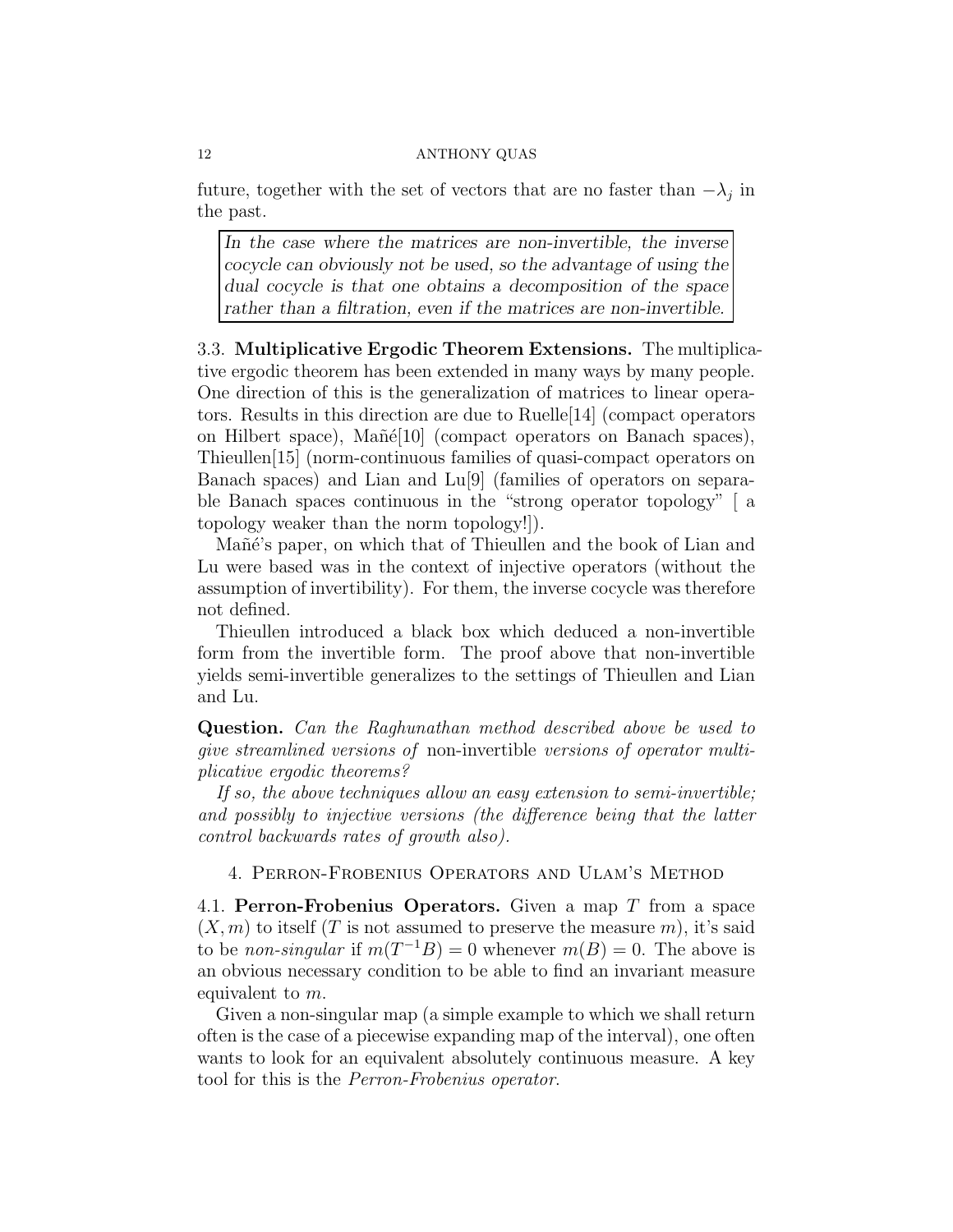future, together with the set of vectors that are no faster than $-\lambda_j$ in the past.

> *In the case where the matrices are non-invertible, the inverse cocycle can obviously not be used, so the advantage of using the dual cocycle is that one obtains a decomposition of the space rather than a filtration, even if the matrices are non-invertible.*

### 3.3. Multiplicative Ergodic Theorem Extensions.

The multiplicative ergodic theorem has been extended in many ways by many people. One direction of this is the generalization of matrices to linear operators. Results in this direction are due to Ruelle[14] (compact operators on Hilbert space), Mañé[10] (compact operators on Banach spaces), Thieullen[15] (norm-continuous families of quasi-compact operators on Banach spaces) and Lian and Lu[9] (families of operators on separable Banach spaces continuous in the "strong operator topology" [ a topology weaker than the norm topology!]).

Mañé's paper, on which that of Thieullen and the book of Lian and Lu were based was in the context of injective operators (without the assumption of invertibility). For them, the inverse cocycle was therefore not defined.

Thieullen introduced a black box which deduced a non-invertible form from the invertible form. The proof above that non-invertible yields semi-invertible generalizes to the settings of Thieullen and Lian and Lu.

**Question.** *Can the Raghunathan method described above be used to give streamlined versions of* non-invertible *versions of operator multiplicative ergodic theorems?*

*If so, the above techniques allow an easy extension to semi-invertible; and possibly to injective versions (the difference being that the latter control backwards rates of growth also).*

## 4. Perron-Frobenius Operators and Ulam's Method

### 4.1. Perron-Frobenius Operators.

Given a map $T$ from a space $(X, m)$ to itself ($T$ is not assumed to preserve the measure $m$), it's said to be *non-singular* if $m(T^{-1}B) = 0$ whenever $m(B) = 0$. The above is an obvious necessary condition to be able to find an invariant measure equivalent to $m$.

Given a non-singular map (a simple example to which we shall return often is the case of a piecewise expanding map of the interval), one often wants to look for an equivalent absolutely continuous measure. A key tool for this is the *Perron-Frobenius operator*.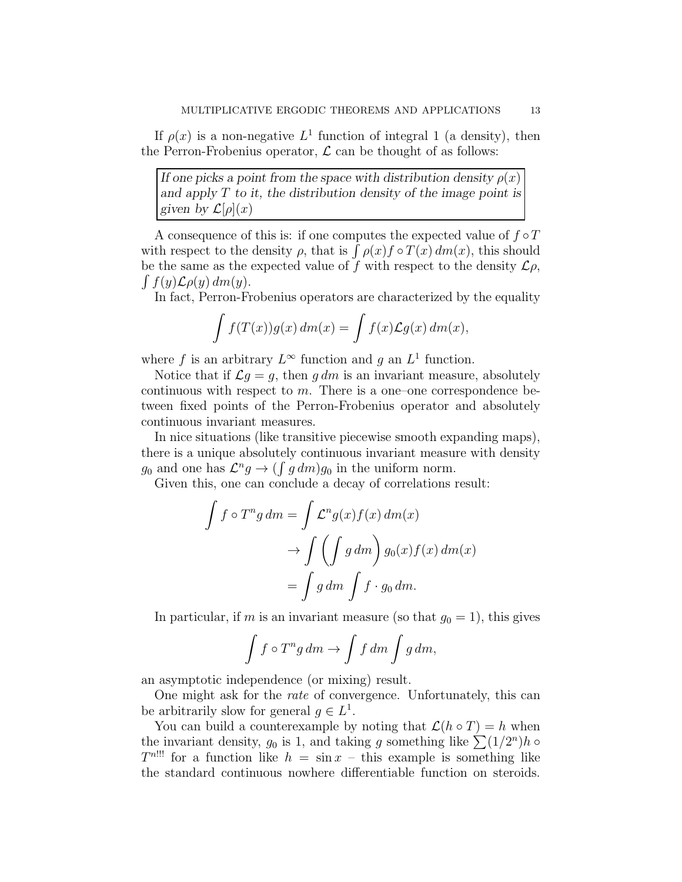If $\rho(x)$ is a non-negative $L^1$ function of integral 1 (a density), then the Perron-Frobenius operator, $\mathcal{L}$ can be thought of as follows:

> *If one picks a point from the space with distribution density $\rho(x)$ and apply $T$ to it, the distribution density of the image point is given by $\mathcal{L}[\rho](x)$*

A consequence of this is: if one computes the expected value of $f \circ T$ with respect to the density $\rho$, that is $\int \rho(x) f \circ T(x)\, dm(x)$, this should be the same as the expected value of $f$ with respect to the density $\mathcal{L}\rho$, $\int f(y) \mathcal{L}\rho(y)\, dm(y)$.

In fact, Perron-Frobenius operators are characterized by the equality

$$\int f(T(x)) g(x)\, dm(x) = \int f(x) \mathcal{L} g(x)\, dm(x),$$

where $f$ is an arbitrary $L^\infty$ function and $g$ an $L^1$ function.

Notice that if $\mathcal{L}g = g$, then $g\, dm$ is an invariant measure, absolutely continuous with respect to $m$. There is a one–one correspondence between fixed points of the Perron-Frobenius operator and absolutely continuous invariant measures.

In nice situations (like transitive piecewise smooth expanding maps), there is a unique absolutely continuous invariant measure with density $g_0$ and one has $\mathcal{L}^n g \to (\int g\, dm) g_0$ in the uniform norm.

Given this, one can conclude a decay of correlations result:

$$\begin{aligned}
\int f \circ T^n g\, dm &= \int \mathcal{L}^n g(x) f(x)\, dm(x) \\
&\to \int \left( \int g\, dm \right) g_0(x) f(x)\, dm(x) \\
&= \int g\, dm \int f \cdot g_0\, dm.
\end{aligned}$$

In particular, if $m$ is an invariant measure (so that $g_0 = 1$), this gives

$$\int f \circ T^n g\, dm \to \int f\, dm \int g\, dm,$$

an asymptotic independence (or mixing) result.

One might ask for the *rate* of convergence. Unfortunately, this can be arbitrarily slow for general $g \in L^1$.

You can build a counterexample by noting that $\mathcal{L}(h \circ T) = h$ when the invariant density, $g_0$ is 1, and taking $g$ something like $\sum (1/2^n) h \circ T^{n!!!}$ for a function like $h = \sin x$ – this example is something like the standard continuous nowhere differentiable function on steroids.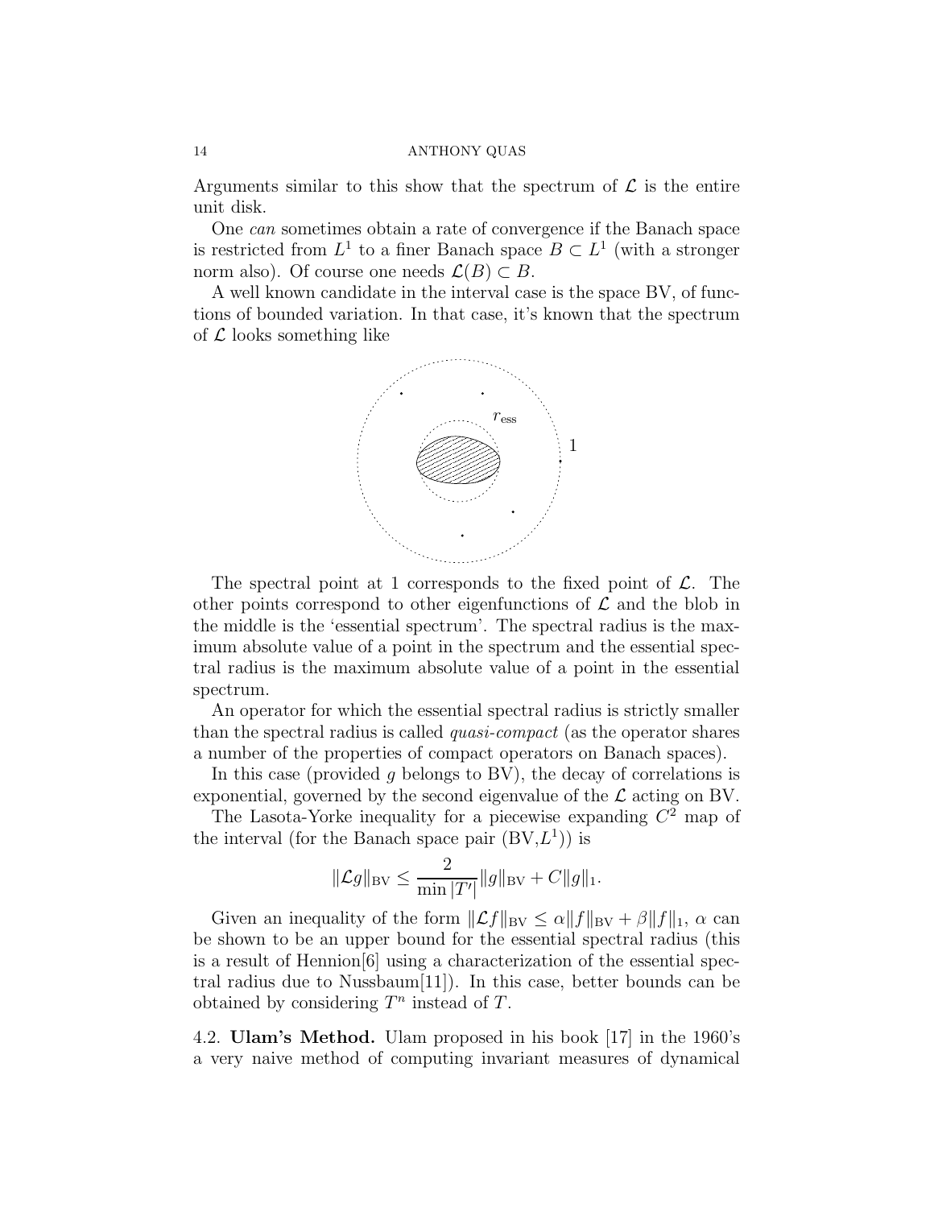Arguments similar to this show that the spectrum of $\mathcal{L}$ is the entire unit disk.

One *can* sometimes obtain a rate of convergence if the Banach space is restricted from $L^1$ to a finer Banach space $B \subset L^1$ (with a stronger norm also). Of course one needs $\mathcal{L}(B) \subset B$.

A well known candidate in the interval case is the space BV, of functions of bounded variation. In that case, it's known that the spectrum of $\mathcal{L}$ looks something like

The spectral point at 1 corresponds to the fixed point of $\mathcal{L}$. The other points correspond to other eigenfunctions of $\mathcal{L}$ and the blob in the middle is the 'essential spectrum'. The spectral radius is the maximum absolute value of a point in the spectrum and the essential spectral radius is the maximum absolute value of a point in the essential spectrum.

An operator for which the essential spectral radius is strictly smaller than the spectral radius is called *quasi-compact* (as the operator shares a number of the properties of compact operators on Banach spaces).

In this case (provided $g$ belongs to BV), the decay of correlations is exponential, governed by the second eigenvalue of the $\mathcal{L}$ acting on BV.

The Lasota-Yorke inequality for a piecewise expanding $C^2$ map of the interval (for the Banach space pair (BV,$L^1$)) is

$$\|\mathcal{L}g\|_{\mathrm{BV}} \leq \frac{2}{\min|T'|}\|g\|_{\mathrm{BV}} + C\|g\|_1.$$

Given an inequality of the form $\|\mathcal{L}f\|_{\mathrm{BV}} \leq \alpha\|f\|_{\mathrm{BV}} + \beta\|f\|_1$, $\alpha$ can be shown to be an upper bound for the essential spectral radius (this is a result of Hennion[6] using a characterization of the essential spectral radius due to Nussbaum[11]). In this case, better bounds can be obtained by considering $T^n$ instead of $T$.

4.2. **Ulam's Method.** Ulam proposed in his book [17] in the 1960's a very naive method of computing invariant measures of dynamical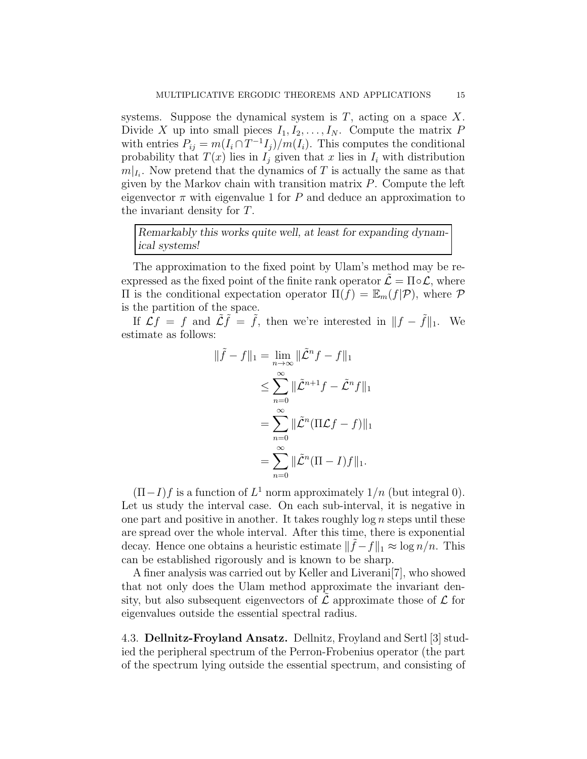systems. Suppose the dynamical system is $T$, acting on a space $X$. Divide $X$ up into small pieces $I_1, I_2, \dots, I_N$. Compute the matrix $P$ with entries $P_{ij} = m(I_i \cap T^{-1}I_j)/m(I_i)$. This computes the conditional probability that $T(x)$ lies in $I_j$ given that $x$ lies in $I_i$ with distribution $m|_{I_i}$. Now pretend that the dynamics of $T$ is actually the same as that given by the Markov chain with transition matrix $P$. Compute the left eigenvector $\pi$ with eigenvalue 1 for $P$ and deduce an approximation to the invariant density for $T$.

> *Remarkably this works quite well, at least for expanding dynamical systems!*

The approximation to the fixed point by Ulam's method may be re-expressed as the fixed point of the finite rank operator $\tilde{\mathcal{L}} = \Pi \circ \mathcal{L}$, where $\Pi$ is the conditional expectation operator $\Pi(f) = \mathbb{E}_m(f|\mathcal{P})$, where $\mathcal{P}$ is the partition of the space.

If $\mathcal{L}f = f$ and $\tilde{\mathcal{L}}\tilde{f} = \tilde{f}$, then we're interested in $\|f - \tilde{f}\|_1$. We estimate as follows:

$$\begin{aligned}
\|\tilde{f} - f\|_1 &= \lim_{n\to\infty} \|\tilde{\mathcal{L}}^n f - f\|_1 \\
&\le \sum_{n=0}^{\infty} \|\tilde{\mathcal{L}}^{n+1} f - \tilde{\mathcal{L}}^n f\|_1 \\
&= \sum_{n=0}^{\infty} \|\tilde{\mathcal{L}}^n (\Pi\mathcal{L}f - f)\|_1 \\
&= \sum_{n=0}^{\infty} \|\tilde{\mathcal{L}}^n (\Pi - I) f\|_1.
\end{aligned}$$

$(\Pi - I)f$ is a function of $L^1$ norm approximately $1/n$ (but integral 0). Let us study the interval case. On each sub-interval, it is negative in one part and positive in another. It takes roughly $\log n$ steps until these are spread over the whole interval. After this time, there is exponential decay. Hence one obtains a heuristic estimate $\|\tilde{f} - f\|_1 \approx \log n/n$. This can be established rigorously and is known to be sharp.

A finer analysis was carried out by Keller and Liverani[7], who showed that not only does the Ulam method approximate the invariant density, but also subsequent eigenvectors of $\tilde{\mathcal{L}}$ approximate those of $\mathcal{L}$ for eigenvalues outside the essential spectral radius.

### 4.3. Dellnitz-Froyland Ansatz.

Dellnitz, Froyland and Sertl [3] studied the peripheral spectrum of the Perron-Frobenius operator (the part of the spectrum lying outside the essential spectrum, and consisting of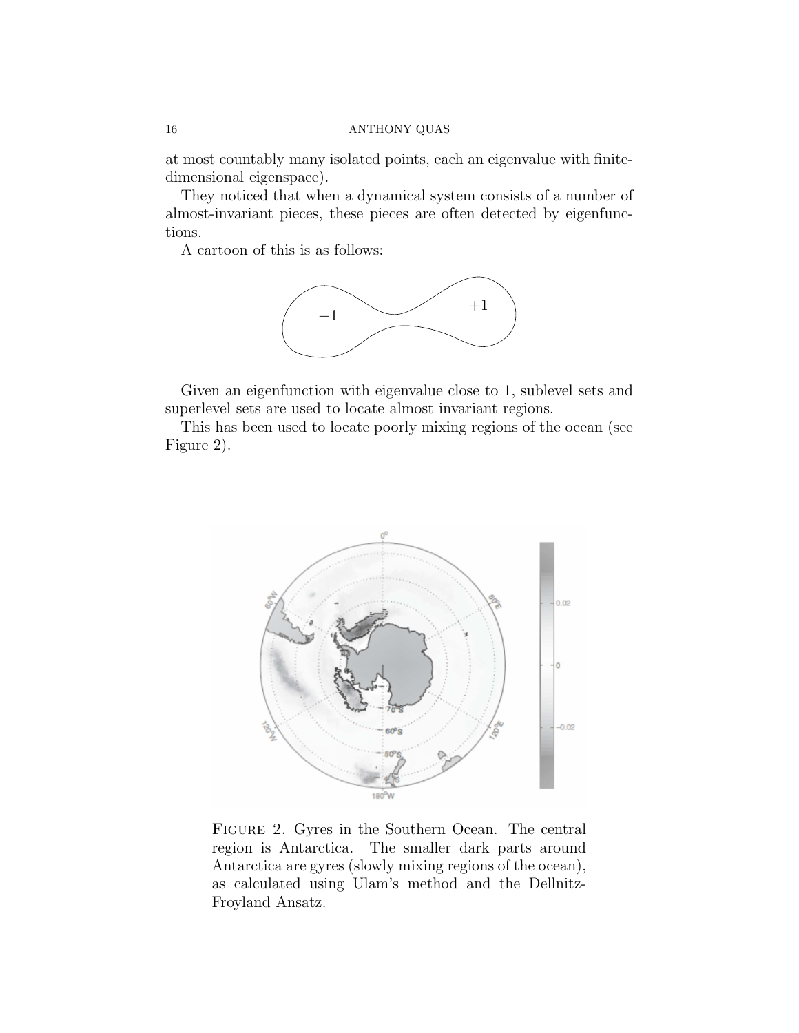at most countably many isolated points, each an eigenvalue with finite-dimensional eigenspace).

They noticed that when a dynamical system consists of a number of almost-invariant pieces, these pieces are often detected by eigenfunctions.

A cartoon of this is as follows:

Given an eigenfunction with eigenvalue close to 1, sublevel sets and superlevel sets are used to locate almost invariant regions.

This has been used to locate poorly mixing regions of the ocean (see Figure 2).

FIGURE 2. Gyres in the Southern Ocean. The central region is Antarctica. The smaller dark parts around Antarctica are gyres (slowly mixing regions of the ocean), as calculated using Ulam's method and the Dellnitz-Froyland Ansatz.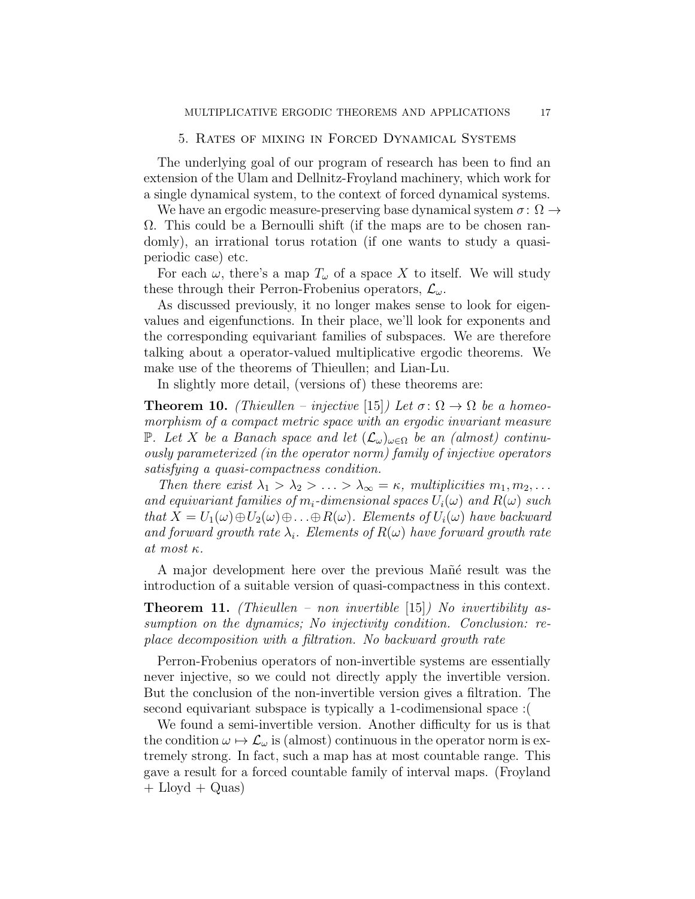## 5. Rates of mixing in Forced Dynamical Systems

The underlying goal of our program of research has been to find an extension of the Ulam and Dellnitz-Froyland machinery, which work for a single dynamical system, to the context of forced dynamical systems.

We have an ergodic measure-preserving base dynamical system $\sigma\colon \Omega \to \Omega$. This could be a Bernoulli shift (if the maps are to be chosen randomly), an irrational torus rotation (if one wants to study a quasi-periodic case) etc.

For each $\omega$, there's a map $T_\omega$ of a space $X$ to itself. We will study these through their Perron-Frobenius operators, $\mathcal{L}_\omega$.

As discussed previously, it no longer makes sense to look for eigenvalues and eigenfunctions. In their place, we'll look for exponents and the corresponding equivariant families of subspaces. We are therefore talking about a operator-valued multiplicative ergodic theorems. We make use of the theorems of Thieullen; and Lian-Lu.

In slightly more detail, (versions of) these theorems are:

**Theorem 10.** *(Thieullen – injective [15]) Let $\sigma\colon \Omega \to \Omega$ be a homeomorphism of a compact metric space with an ergodic invariant measure $\mathbb{P}$. Let $X$ be a Banach space and let $(\mathcal{L}_\omega)_{\omega\in\Omega}$ be an (almost) continuously parameterized (in the operator norm) family of injective operators satisfying a quasi-compactness condition.*

*Then there exist $\lambda_1 > \lambda_2 > \ldots > \lambda_\infty = \kappa$, multiplicities $m_1, m_2, \ldots$ and equivariant families of $m_i$-dimensional spaces $U_i(\omega)$ and $R(\omega)$ such that $X = U_1(\omega) \oplus U_2(\omega) \oplus \ldots \oplus R(\omega)$. Elements of $U_i(\omega)$ have backward and forward growth rate $\lambda_i$. Elements of $R(\omega)$ have forward growth rate at most $\kappa$.*

A major development here over the previous Mañé result was the introduction of a suitable version of quasi-compactness in this context.

**Theorem 11.** *(Thieullen – non invertible [15]) No invertibility assumption on the dynamics; No injectivity condition. Conclusion: replace decomposition with a filtration. No backward growth rate*

Perron-Frobenius operators of non-invertible systems are essentially never injective, so we could not directly apply the invertible version. But the conclusion of the non-invertible version gives a filtration. The second equivariant subspace is typically a 1-codimensional space :(

We found a semi-invertible version. Another difficulty for us is that the condition $\omega \mapsto \mathcal{L}_\omega$ is (almost) continuous in the operator norm is extremely strong. In fact, such a map has at most countable range. This gave a result for a forced countable family of interval maps. (Froyland + Lloyd + Quas)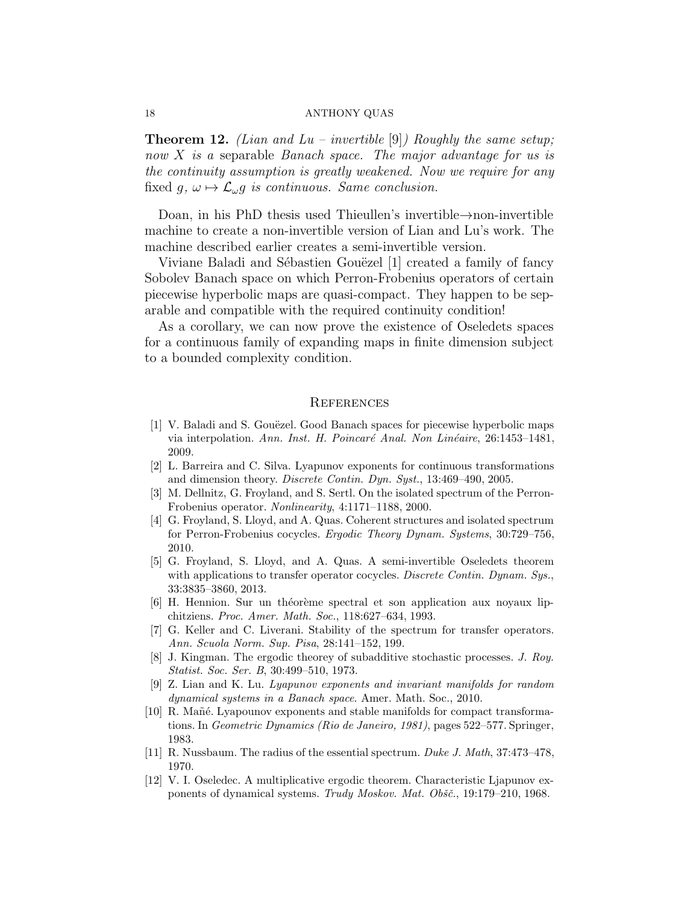**Theorem 12.** *(Lian and Lu – invertible [9]) Roughly the same setup; now $X$ is a* separable *Banach space. The major advantage for us is the continuity assumption is greatly weakened. Now we require for any* fixed *$g$, $\omega \mapsto \mathcal{L}_\omega g$ is continuous. Same conclusion.*

Doan, in his PhD thesis used Thieullen's invertible→non-invertible machine to create a non-invertible version of Lian and Lu's work. The machine described earlier creates a semi-invertible version.

Viviane Baladi and Sébastien Gouëzel [1] created a family of fancy Sobolev Banach space on which Perron-Frobenius operators of certain piecewise hyperbolic maps are quasi-compact. They happen to be separable and compatible with the required continuity condition!

As a corollary, we can now prove the existence of Oseledets spaces for a continuous family of expanding maps in finite dimension subject to a bounded complexity condition.

## References

[1] V. Baladi and S. Gouëzel. Good Banach spaces for piecewise hyperbolic maps via interpolation. *Ann. Inst. H. Poincaré Anal. Non Linéaire*, 26:1453–1481, 2009.

[2] L. Barreira and C. Silva. Lyapunov exponents for continuous transformations and dimension theory. *Discrete Contin. Dyn. Syst.*, 13:469–490, 2005.

[3] M. Dellnitz, G. Froyland, and S. Sertl. On the isolated spectrum of the Perron-Frobenius operator. *Nonlinearity*, 4:1171–1188, 2000.

[4] G. Froyland, S. Lloyd, and A. Quas. Coherent structures and isolated spectrum for Perron-Frobenius cocycles. *Ergodic Theory Dynam. Systems*, 30:729–756, 2010.

[5] G. Froyland, S. Lloyd, and A. Quas. A semi-invertible Oseledets theorem with applications to transfer operator cocycles. *Discrete Contin. Dynam. Sys.*, 33:3835–3860, 2013.

[6] H. Hennion. Sur un théorème spectral et son application aux noyaux lipchitziens. *Proc. Amer. Math. Soc.*, 118:627–634, 1993.

[7] G. Keller and C. Liverani. Stability of the spectrum for transfer operators. *Ann. Scuola Norm. Sup. Pisa*, 28:141–152, 199.

[8] J. Kingman. The ergodic theorey of subadditive stochastic processes. *J. Roy. Statist. Soc. Ser. B*, 30:499–510, 1973.

[9] Z. Lian and K. Lu. *Lyapunov exponents and invariant manifolds for random dynamical systems in a Banach space*. Amer. Math. Soc., 2010.

[10] R. Mañé. Lyapounov exponents and stable manifolds for compact transformations. In *Geometric Dynamics (Rio de Janeiro, 1981)*, pages 522–577. Springer, 1983.

[11] R. Nussbaum. The radius of the essential spectrum. *Duke J. Math*, 37:473–478, 1970.

[12] V. I. Oseledec. A multiplicative ergodic theorem. Characteristic Ljapunov exponents of dynamical systems. *Trudy Moskov. Mat. Obšč.*, 19:179–210, 1968.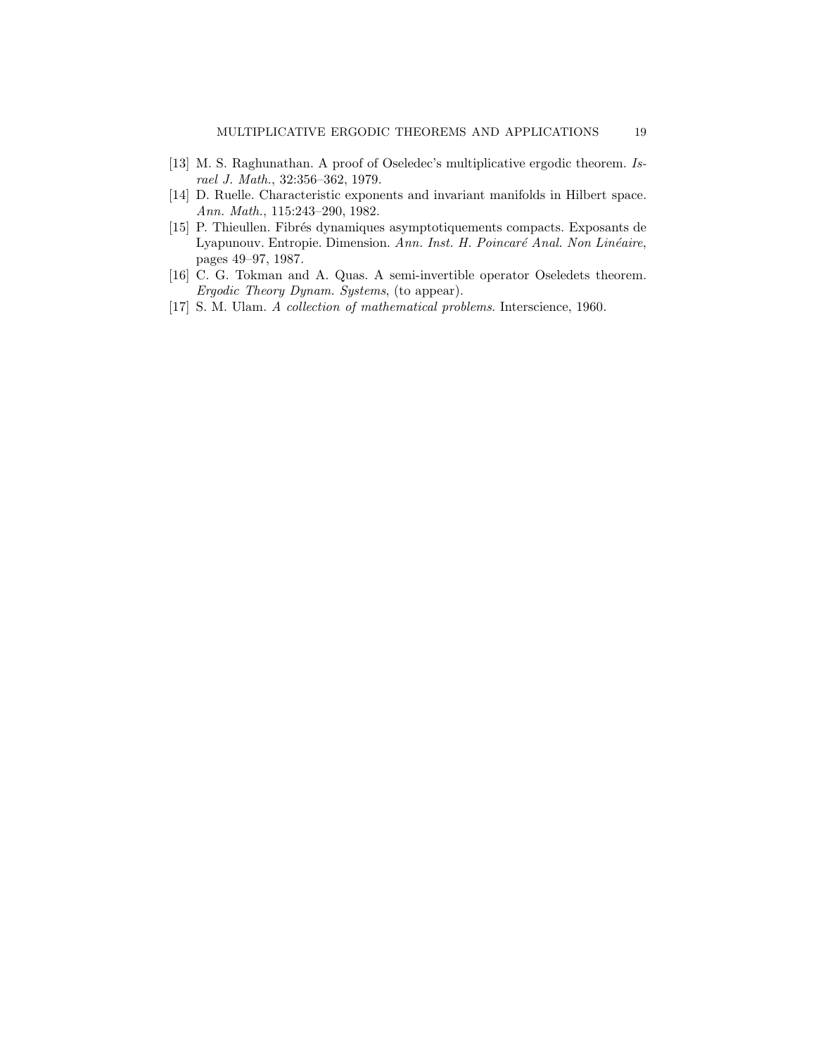[13] M. S. Raghunathan. A proof of Oseledec's multiplicative ergodic theorem. *Israel J. Math.*, 32:356–362, 1979.

[14] D. Ruelle. Characteristic exponents and invariant manifolds in Hilbert space. *Ann. Math.*, 115:243–290, 1982.

[15] P. Thieullen. Fibrés dynamiques asymptotiquements compacts. Exposants de Lyapunouv. Entropie. Dimension. *Ann. Inst. H. Poincaré Anal. Non Linéaire*, pages 49–97, 1987.

[16] C. G. Tokman and A. Quas. A semi-invertible operator Oseledets theorem. *Ergodic Theory Dynam. Systems*, (to appear).

[17] S. M. Ulam. *A collection of mathematical problems*. Interscience, 1960.